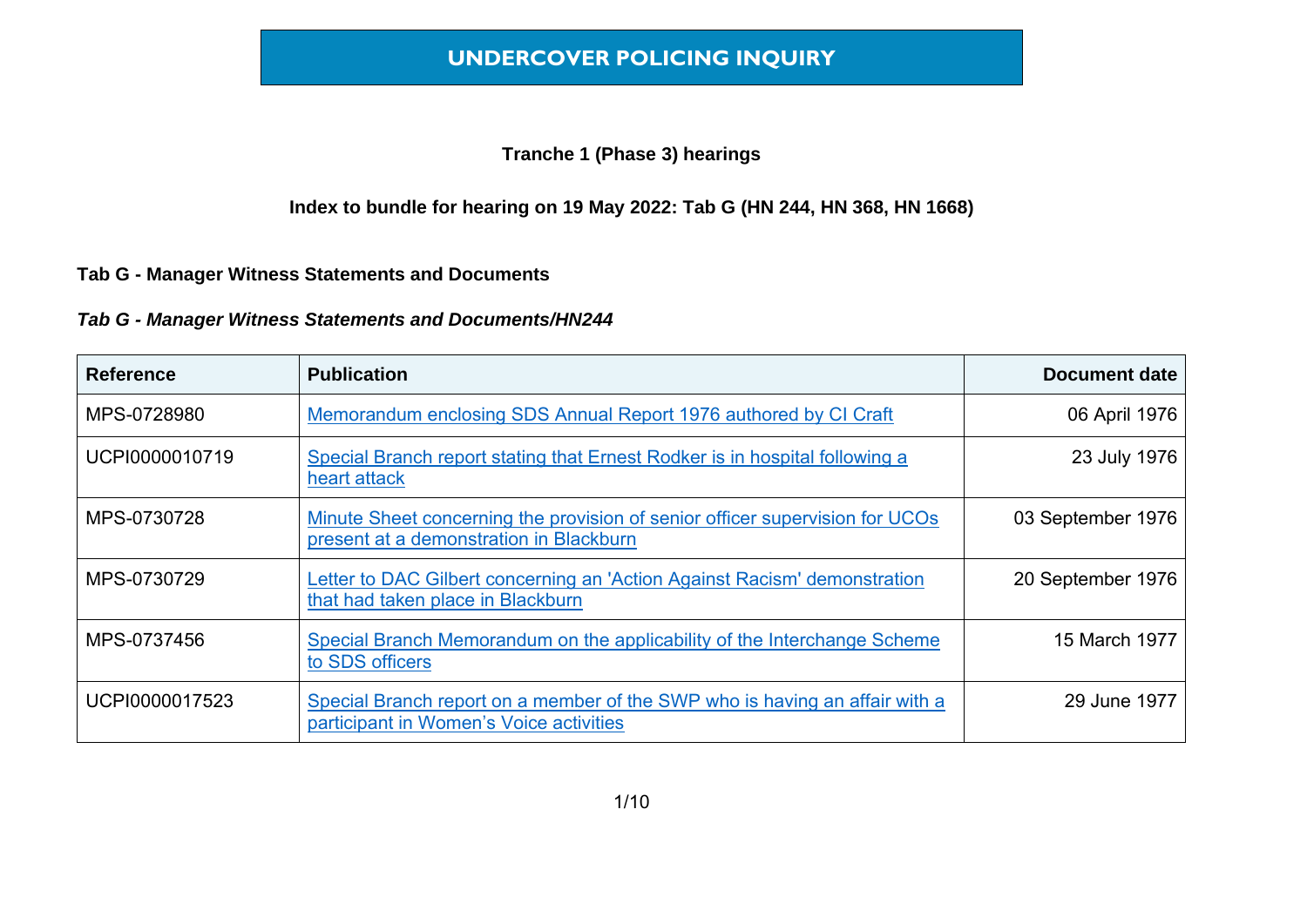# UNDERCOVER POLICING INQUIRY

**Tranche 1 (Phase 3) hearings**

**Index to bundle for hearing on 19 May 2022: Tab G (HN 244, HN 368, HN 1668)**

## Tab G - Manager Witness Statements and Documents

### *Tab G - Manager Witness Statements and Documents/HN244*

| Reference | Publication | Document date |
|---|---|---|
| MPS-0728980 | Memorandum enclosing SDS Annual Report 1976 authored by CI Craft | 06 April 1976 |
| UCPI0000010719 | Special Branch report stating that Ernest Rodker is in hospital following a heart attack | 23 July 1976 |
| MPS-0730728 | Minute Sheet concerning the provision of senior officer supervision for UCOs present at a demonstration in Blackburn | 03 September 1976 |
| MPS-0730729 | Letter to DAC Gilbert concerning an 'Action Against Racism' demonstration that had taken place in Blackburn | 20 September 1976 |
| MPS-0737456 | Special Branch Memorandum on the applicability of the Interchange Scheme to SDS officers | 15 March 1977 |
| UCPI0000017523 | Special Branch report on a member of the SWP who is having an affair with a participant in Women's Voice activities | 29 June 1977 |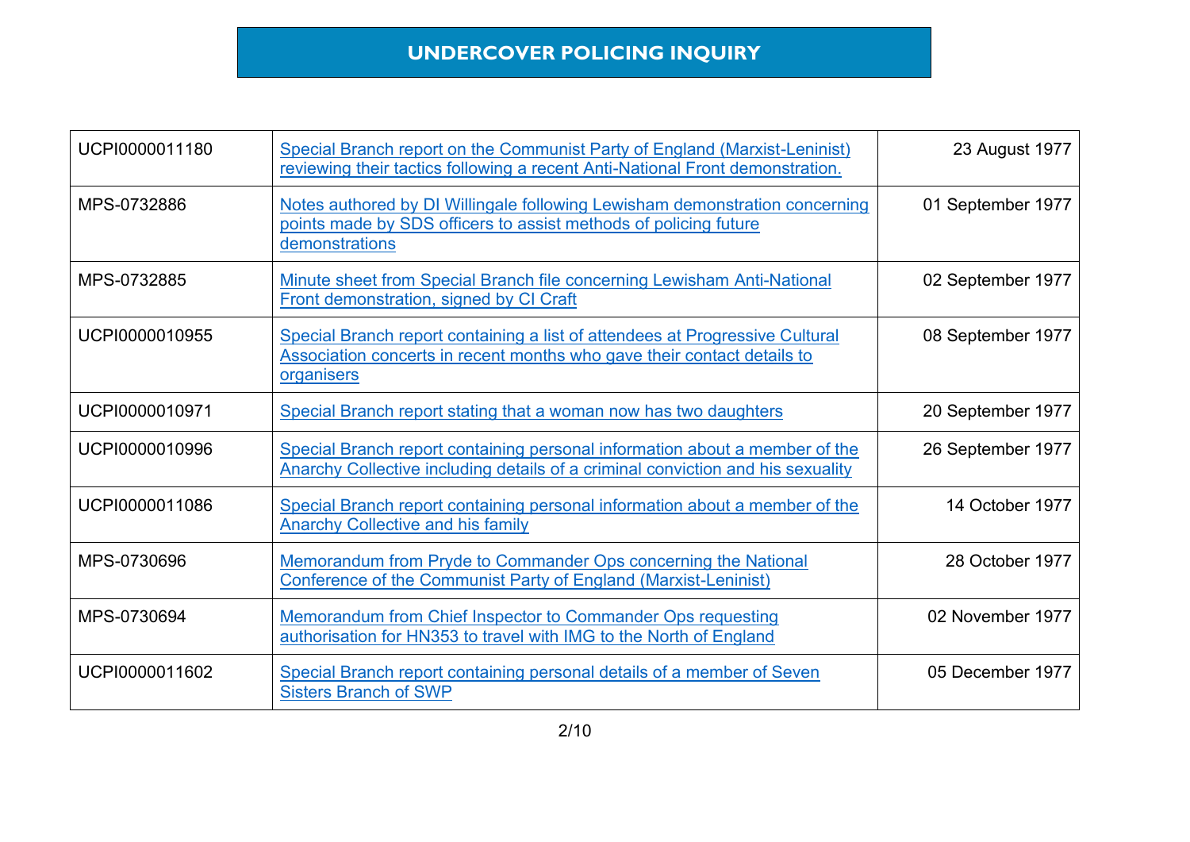# UNDERCOVER POLICING INQUIRY

| | | |
|---|---|---|
| UCPI0000011180 | Special Branch report on the Communist Party of England (Marxist-Leninist) reviewing their tactics following a recent Anti-National Front demonstration. | 23 August 1977 |
| MPS-0732886 | Notes authored by DI Willingale following Lewisham demonstration concerning points made by SDS officers to assist methods of policing future demonstrations | 01 September 1977 |
| MPS-0732885 | Minute sheet from Special Branch file concerning Lewisham Anti-National Front demonstration, signed by CI Craft | 02 September 1977 |
| UCPI0000010955 | Special Branch report containing a list of attendees at Progressive Cultural Association concerts in recent months who gave their contact details to organisers | 08 September 1977 |
| UCPI0000010971 | Special Branch report stating that a woman now has two daughters | 20 September 1977 |
| UCPI0000010996 | Special Branch report containing personal information about a member of the Anarchy Collective including details of a criminal conviction and his sexuality | 26 September 1977 |
| UCPI0000011086 | Special Branch report containing personal information about a member of the Anarchy Collective and his family | 14 October 1977 |
| MPS-0730696 | Memorandum from Pryde to Commander Ops concerning the National Conference of the Communist Party of England (Marxist-Leninist) | 28 October 1977 |
| MPS-0730694 | Memorandum from Chief Inspector to Commander Ops requesting authorisation for HN353 to travel with IMG to the North of England | 02 November 1977 |
| UCPI0000011602 | Special Branch report containing personal details of a member of Seven Sisters Branch of SWP | 05 December 1977 |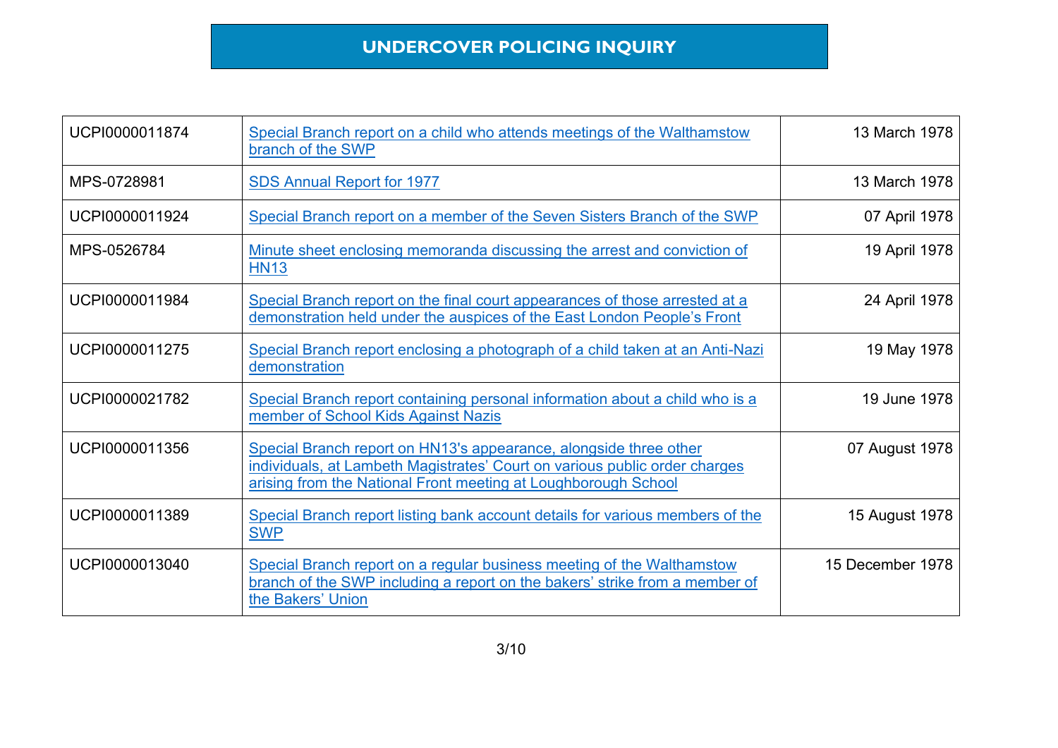# UNDERCOVER POLICING INQUIRY

| | | |
|---|---|---|
| UCPI0000011874 | Special Branch report on a child who attends meetings of the Walthamstow branch of the SWP | 13 March 1978 |
| MPS-0728981 | SDS Annual Report for 1977 | 13 March 1978 |
| UCPI0000011924 | Special Branch report on a member of the Seven Sisters Branch of the SWP | 07 April 1978 |
| MPS-0526784 | Minute sheet enclosing memoranda discussing the arrest and conviction of HN13 | 19 April 1978 |
| UCPI0000011984 | Special Branch report on the final court appearances of those arrested at a demonstration held under the auspices of the East London People's Front | 24 April 1978 |
| UCPI0000011275 | Special Branch report enclosing a photograph of a child taken at an Anti-Nazi demonstration | 19 May 1978 |
| UCPI0000021782 | Special Branch report containing personal information about a child who is a member of School Kids Against Nazis | 19 June 1978 |
| UCPI0000011356 | Special Branch report on HN13's appearance, alongside three other individuals, at Lambeth Magistrates' Court on various public order charges arising from the National Front meeting at Loughborough School | 07 August 1978 |
| UCPI0000011389 | Special Branch report listing bank account details for various members of the SWP | 15 August 1978 |
| UCPI0000013040 | Special Branch report on a regular business meeting of the Walthamstow branch of the SWP including a report on the bakers' strike from a member of the Bakers' Union | 15 December 1978 |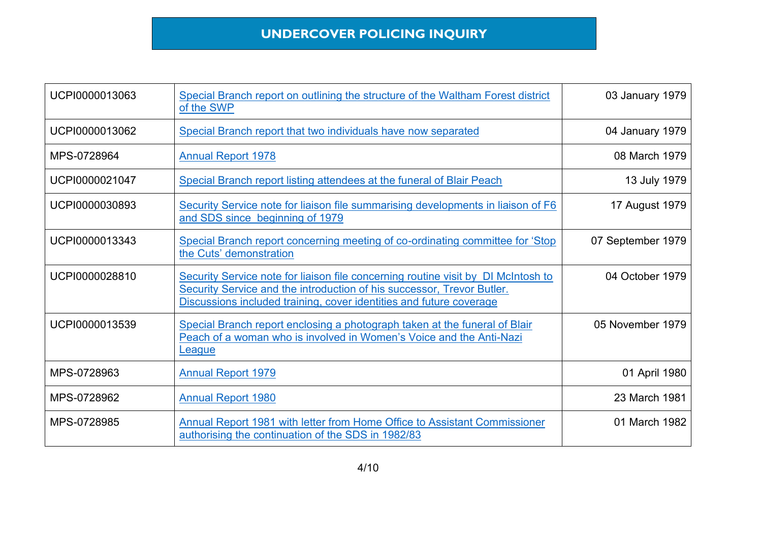# UNDERCOVER POLICING INQUIRY

| | | |
|---|---|---|
| UCPI0000013063 | Special Branch report on outlining the structure of the Waltham Forest district of the SWP | 03 January 1979 |
| UCPI0000013062 | Special Branch report that two individuals have now separated | 04 January 1979 |
| MPS-0728964 | Annual Report 1978 | 08 March 1979 |
| UCPI0000021047 | Special Branch report listing attendees at the funeral of Blair Peach | 13 July 1979 |
| UCPI0000030893 | Security Service note for liaison file summarising developments in liaison of F6 and SDS since beginning of 1979 | 17 August 1979 |
| UCPI0000013343 | Special Branch report concerning meeting of co-ordinating committee for 'Stop the Cuts' demonstration | 07 September 1979 |
| UCPI0000028810 | Security Service note for liaison file concerning routine visit by DI McIntosh to Security Service and the introduction of his successor, Trevor Butler. Discussions included training, cover identities and future coverage | 04 October 1979 |
| UCPI0000013539 | Special Branch report enclosing a photograph taken at the funeral of Blair Peach of a woman who is involved in Women's Voice and the Anti-Nazi League | 05 November 1979 |
| MPS-0728963 | Annual Report 1979 | 01 April 1980 |
| MPS-0728962 | Annual Report 1980 | 23 March 1981 |
| MPS-0728985 | Annual Report 1981 with letter from Home Office to Assistant Commissioner authorising the continuation of the SDS in 1982/83 | 01 March 1982 |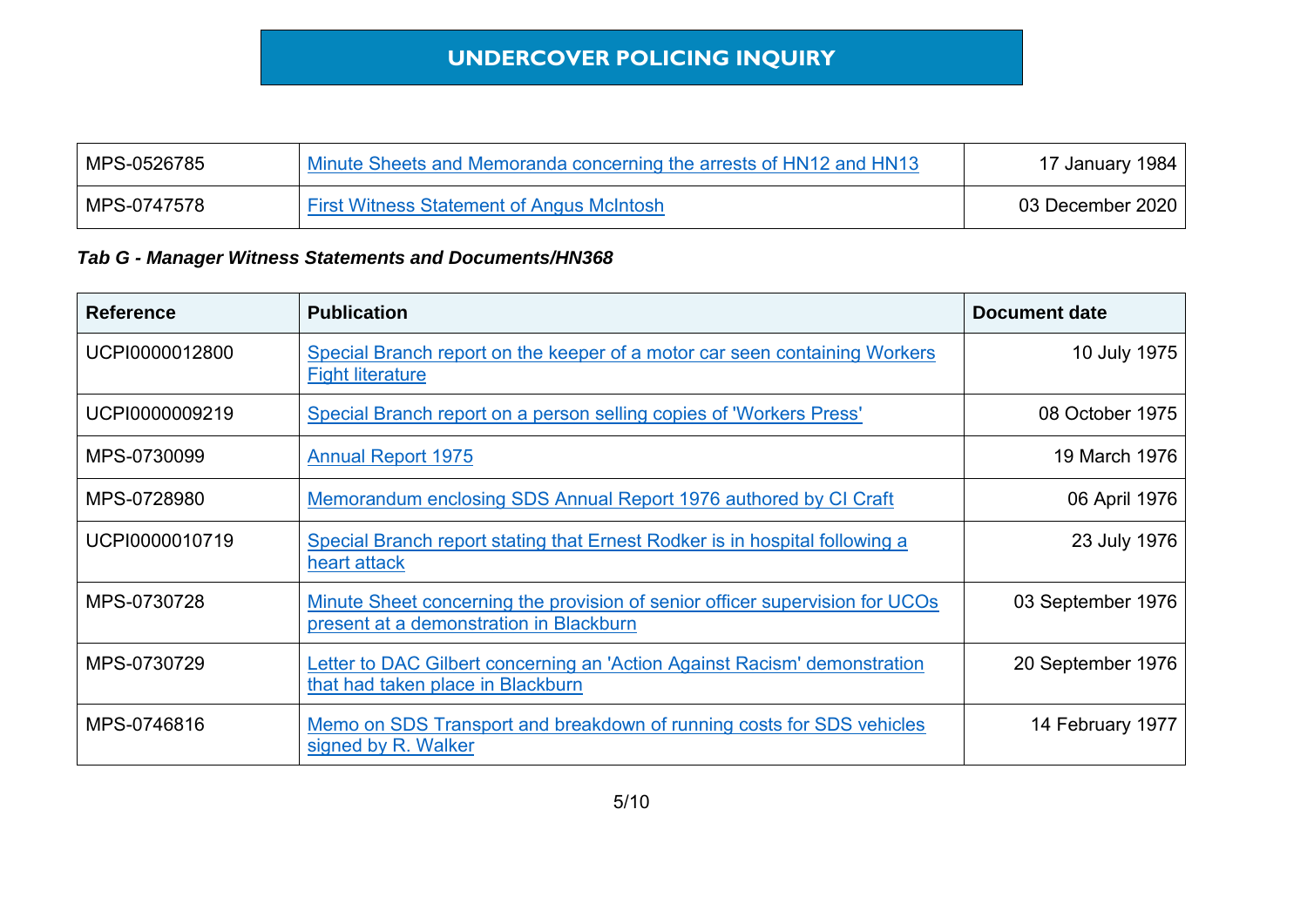| MPS-0526785 | Minute Sheets and Memoranda concerning the arrests of HN12 and HN13 | 17 January 1984 |
|---|---|---|
| MPS-0747578 | First Witness Statement of Angus McIntosh | 03 December 2020 |

***Tab G - Manager Witness Statements and Documents/HN368***

| Reference | Publication | Document date |
|---|---|---|
| UCPI0000012800 | Special Branch report on the keeper of a motor car seen containing Workers Fight literature | 10 July 1975 |
| UCPI0000009219 | Special Branch report on a person selling copies of 'Workers Press' | 08 October 1975 |
| MPS-0730099 | Annual Report 1975 | 19 March 1976 |
| MPS-0728980 | Memorandum enclosing SDS Annual Report 1976 authored by CI Craft | 06 April 1976 |
| UCPI0000010719 | Special Branch report stating that Ernest Rodker is in hospital following a heart attack | 23 July 1976 |
| MPS-0730728 | Minute Sheet concerning the provision of senior officer supervision for UCOs present at a demonstration in Blackburn | 03 September 1976 |
| MPS-0730729 | Letter to DAC Gilbert concerning an 'Action Against Racism' demonstration that had taken place in Blackburn | 20 September 1976 |
| MPS-0746816 | Memo on SDS Transport and breakdown of running costs for SDS vehicles signed by R. Walker | 14 February 1977 |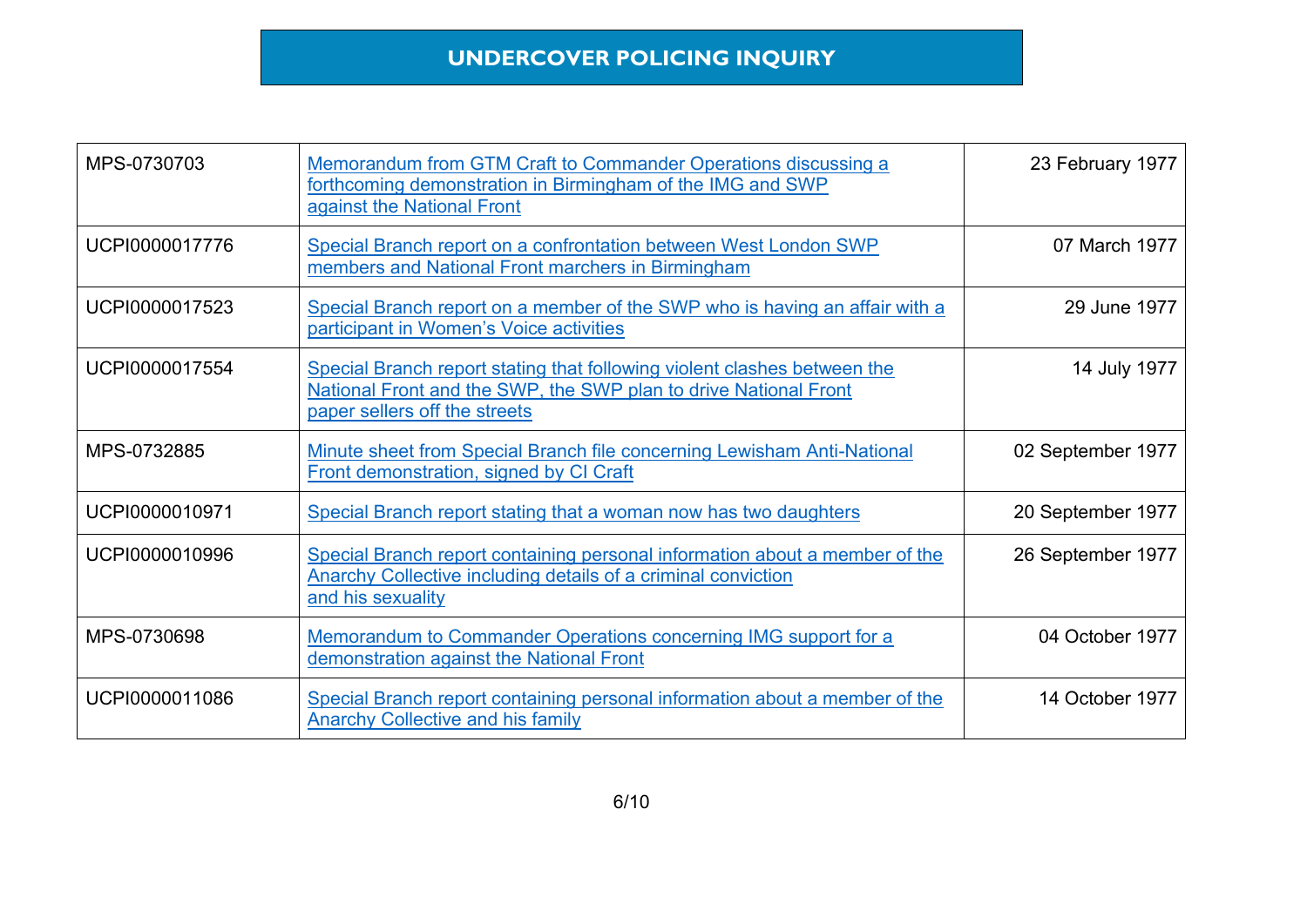| MPS-0730703 | Memorandum from GTM Craft to Commander Operations discussing a forthcoming demonstration in Birmingham of the IMG and SWP against the National Front | 23 February 1977 |
|---|---|---|
| UCPI0000017776 | Special Branch report on a confrontation between West London SWP members and National Front marchers in Birmingham | 07 March 1977 |
| UCPI0000017523 | Special Branch report on a member of the SWP who is having an affair with a participant in Women's Voice activities | 29 June 1977 |
| UCPI0000017554 | Special Branch report stating that following violent clashes between the National Front and the SWP, the SWP plan to drive National Front paper sellers off the streets | 14 July 1977 |
| MPS-0732885 | Minute sheet from Special Branch file concerning Lewisham Anti-National Front demonstration, signed by CI Craft | 02 September 1977 |
| UCPI0000010971 | Special Branch report stating that a woman now has two daughters | 20 September 1977 |
| UCPI0000010996 | Special Branch report containing personal information about a member of the Anarchy Collective including details of a criminal conviction and his sexuality | 26 September 1977 |
| MPS-0730698 | Memorandum to Commander Operations concerning IMG support for a demonstration against the National Front | 04 October 1977 |
| UCPI0000011086 | Special Branch report containing personal information about a member of the Anarchy Collective and his family | 14 October 1977 |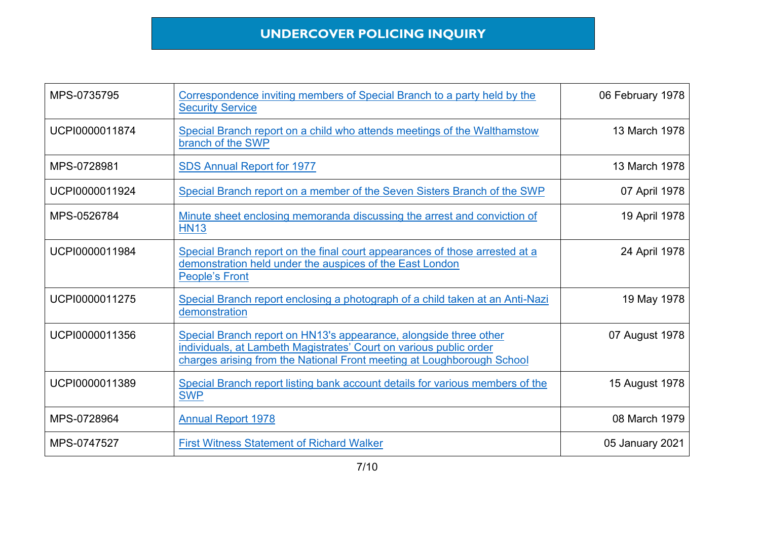# UNDERCOVER POLICING INQUIRY

| | | |
|---|---|---|
| MPS-0735795 | Correspondence inviting members of Special Branch to a party held by the Security Service | 06 February 1978 |
| UCPI0000011874 | Special Branch report on a child who attends meetings of the Walthamstow branch of the SWP | 13 March 1978 |
| MPS-0728981 | SDS Annual Report for 1977 | 13 March 1978 |
| UCPI0000011924 | Special Branch report on a member of the Seven Sisters Branch of the SWP | 07 April 1978 |
| MPS-0526784 | Minute sheet enclosing memoranda discussing the arrest and conviction of HN13 | 19 April 1978 |
| UCPI0000011984 | Special Branch report on the final court appearances of those arrested at a demonstration held under the auspices of the East London People's Front | 24 April 1978 |
| UCPI0000011275 | Special Branch report enclosing a photograph of a child taken at an Anti-Nazi demonstration | 19 May 1978 |
| UCPI0000011356 | Special Branch report on HN13's appearance, alongside three other individuals, at Lambeth Magistrates' Court on various public order charges arising from the National Front meeting at Loughborough School | 07 August 1978 |
| UCPI0000011389 | Special Branch report listing bank account details for various members of the SWP | 15 August 1978 |
| MPS-0728964 | Annual Report 1978 | 08 March 1979 |
| MPS-0747527 | First Witness Statement of Richard Walker | 05 January 2021 |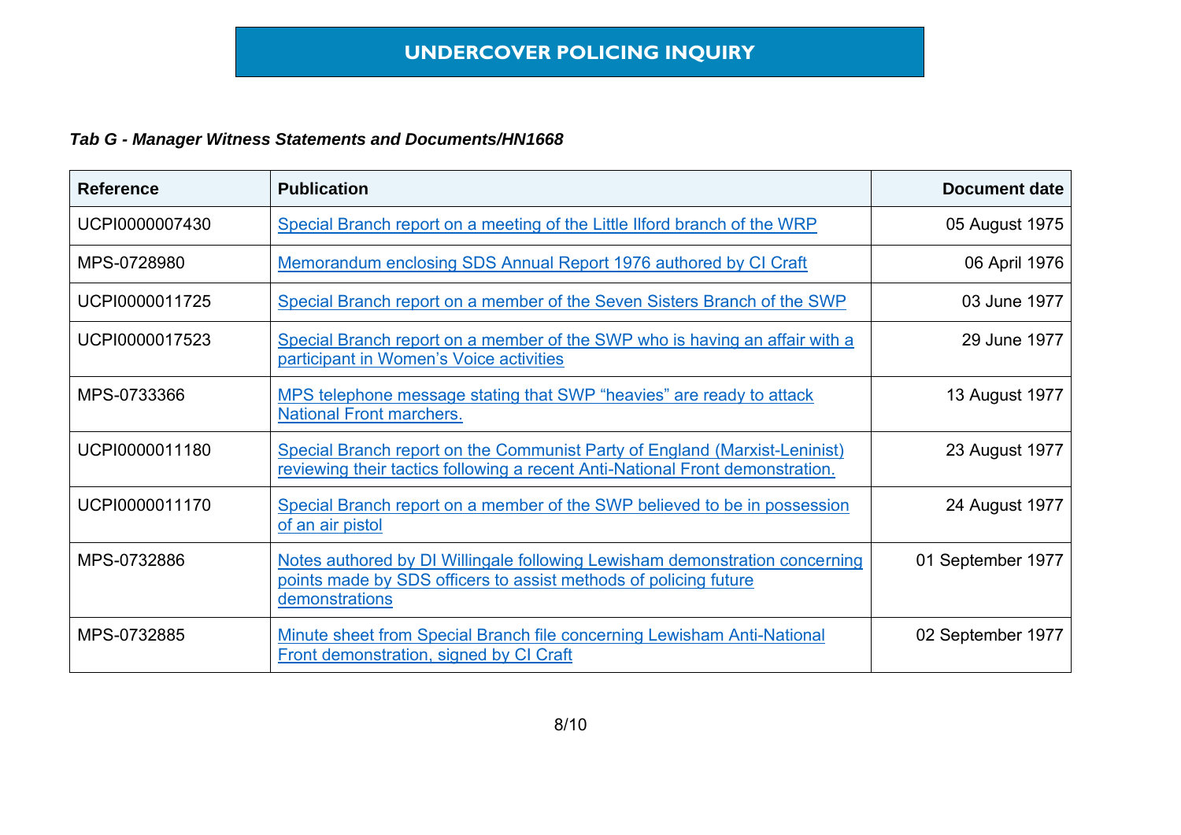# UNDERCOVER POLICING INQUIRY

***Tab G - Manager Witness Statements and Documents/HN1668***

| Reference | Publication | Document date |
|---|---|---|
| UCPI0000007430 | Special Branch report on a meeting of the Little Ilford branch of the WRP | 05 August 1975 |
| MPS-0728980 | Memorandum enclosing SDS Annual Report 1976 authored by CI Craft | 06 April 1976 |
| UCPI0000011725 | Special Branch report on a member of the Seven Sisters Branch of the SWP | 03 June 1977 |
| UCPI0000017523 | Special Branch report on a member of the SWP who is having an affair with a participant in Women's Voice activities | 29 June 1977 |
| MPS-0733366 | MPS telephone message stating that SWP "heavies" are ready to attack National Front marchers. | 13 August 1977 |
| UCPI0000011180 | Special Branch report on the Communist Party of England (Marxist-Leninist) reviewing their tactics following a recent Anti-National Front demonstration. | 23 August 1977 |
| UCPI0000011170 | Special Branch report on a member of the SWP believed to be in possession of an air pistol | 24 August 1977 |
| MPS-0732886 | Notes authored by DI Willingale following Lewisham demonstration concerning points made by SDS officers to assist methods of policing future demonstrations | 01 September 1977 |
| MPS-0732885 | Minute sheet from Special Branch file concerning Lewisham Anti-National Front demonstration, signed by CI Craft | 02 September 1977 |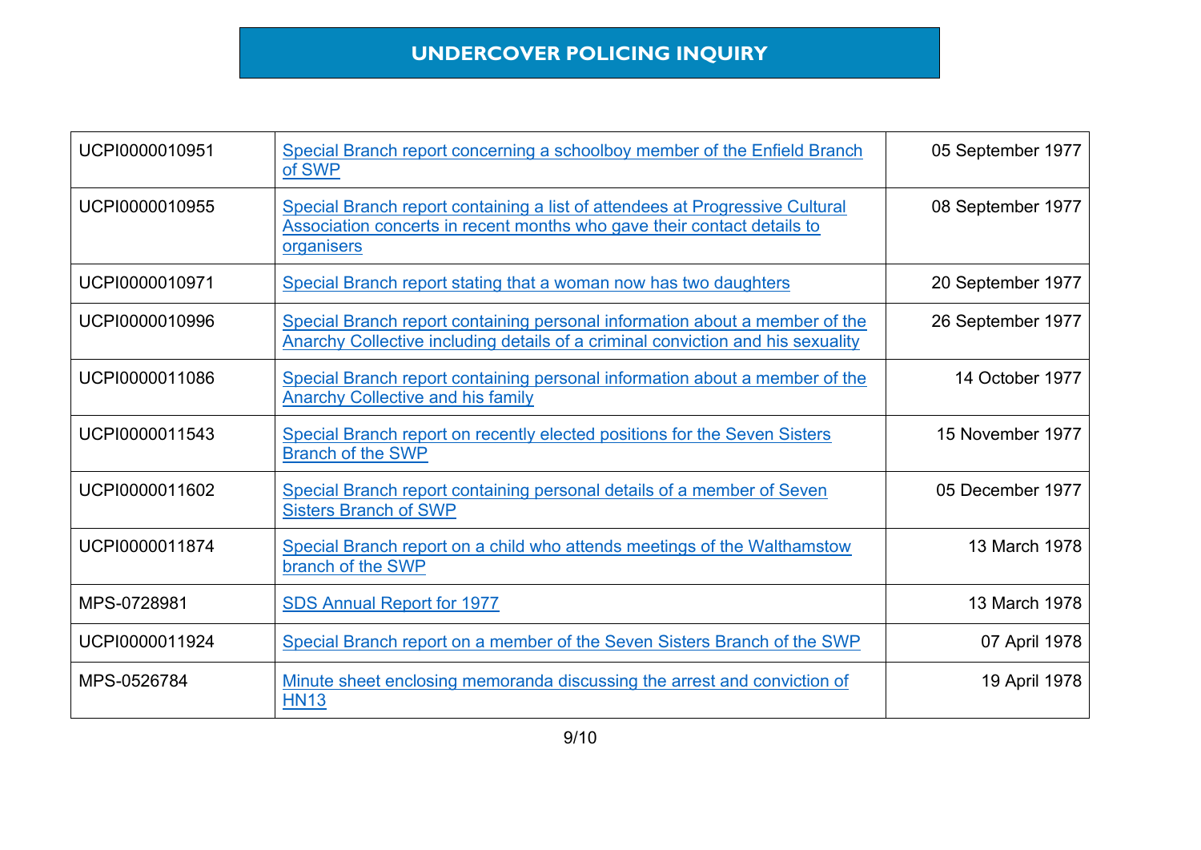| | | |
|---|---|---|
| UCPI0000010951 | Special Branch report concerning a schoolboy member of the Enfield Branch of SWP | 05 September 1977 |
| UCPI0000010955 | Special Branch report containing a list of attendees at Progressive Cultural Association concerts in recent months who gave their contact details to organisers | 08 September 1977 |
| UCPI0000010971 | Special Branch report stating that a woman now has two daughters | 20 September 1977 |
| UCPI0000010996 | Special Branch report containing personal information about a member of the Anarchy Collective including details of a criminal conviction and his sexuality | 26 September 1977 |
| UCPI0000011086 | Special Branch report containing personal information about a member of the Anarchy Collective and his family | 14 October 1977 |
| UCPI0000011543 | Special Branch report on recently elected positions for the Seven Sisters Branch of the SWP | 15 November 1977 |
| UCPI0000011602 | Special Branch report containing personal details of a member of Seven Sisters Branch of SWP | 05 December 1977 |
| UCPI0000011874 | Special Branch report on a child who attends meetings of the Walthamstow branch of the SWP | 13 March 1978 |
| MPS-0728981 | SDS Annual Report for 1977 | 13 March 1978 |
| UCPI0000011924 | Special Branch report on a member of the Seven Sisters Branch of the SWP | 07 April 1978 |
| MPS-0526784 | Minute sheet enclosing memoranda discussing the arrest and conviction of HN13 | 19 April 1978 |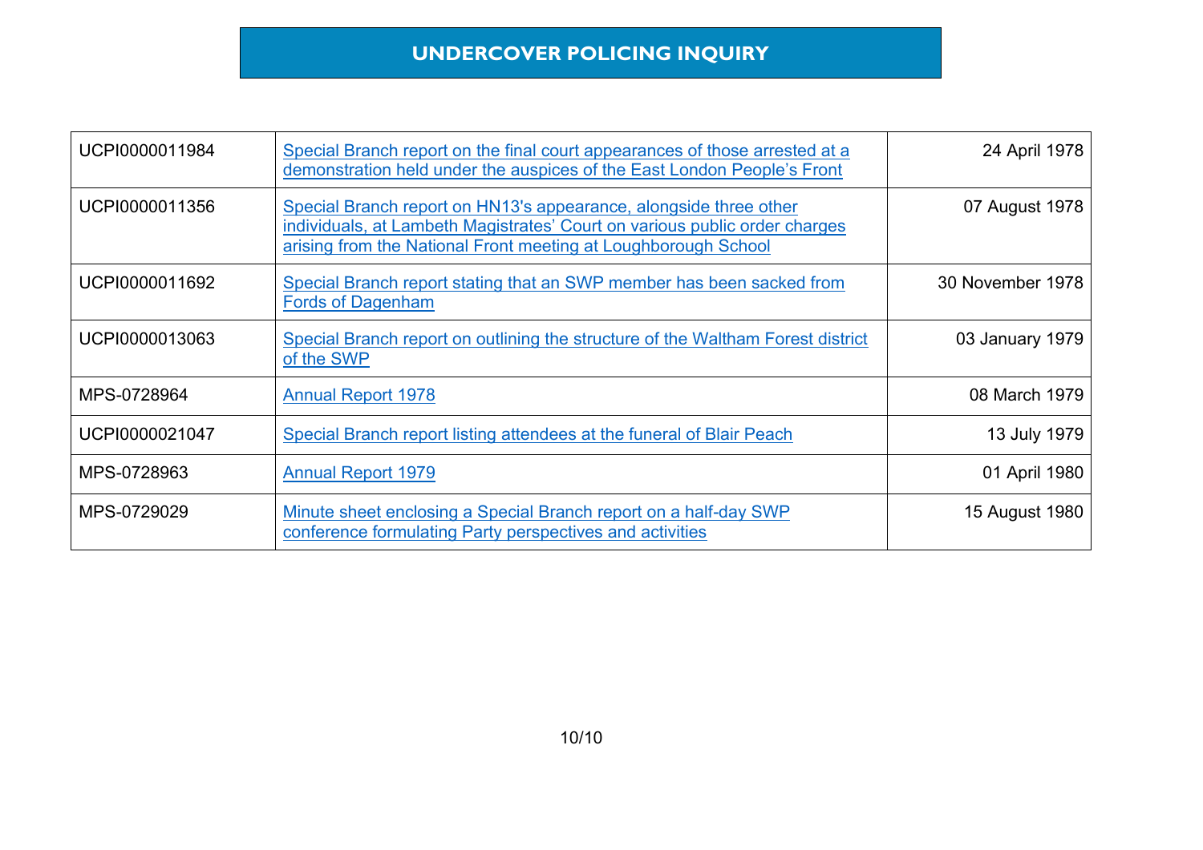# UNDERCOVER POLICING INQUIRY

| | | |
|---|---|---|
| UCPI0000011984 | Special Branch report on the final court appearances of those arrested at a demonstration held under the auspices of the East London People's Front | 24 April 1978 |
| UCPI0000011356 | Special Branch report on HN13's appearance, alongside three other individuals, at Lambeth Magistrates' Court on various public order charges arising from the National Front meeting at Loughborough School | 07 August 1978 |
| UCPI0000011692 | Special Branch report stating that an SWP member has been sacked from Fords of Dagenham | 30 November 1978 |
| UCPI0000013063 | Special Branch report on outlining the structure of the Waltham Forest district of the SWP | 03 January 1979 |
| MPS-0728964 | Annual Report 1978 | 08 March 1979 |
| UCPI0000021047 | Special Branch report listing attendees at the funeral of Blair Peach | 13 July 1979 |
| MPS-0728963 | Annual Report 1979 | 01 April 1980 |
| MPS-0729029 | Minute sheet enclosing a Special Branch report on a half-day SWP conference formulating Party perspectives and activities | 15 August 1980 |